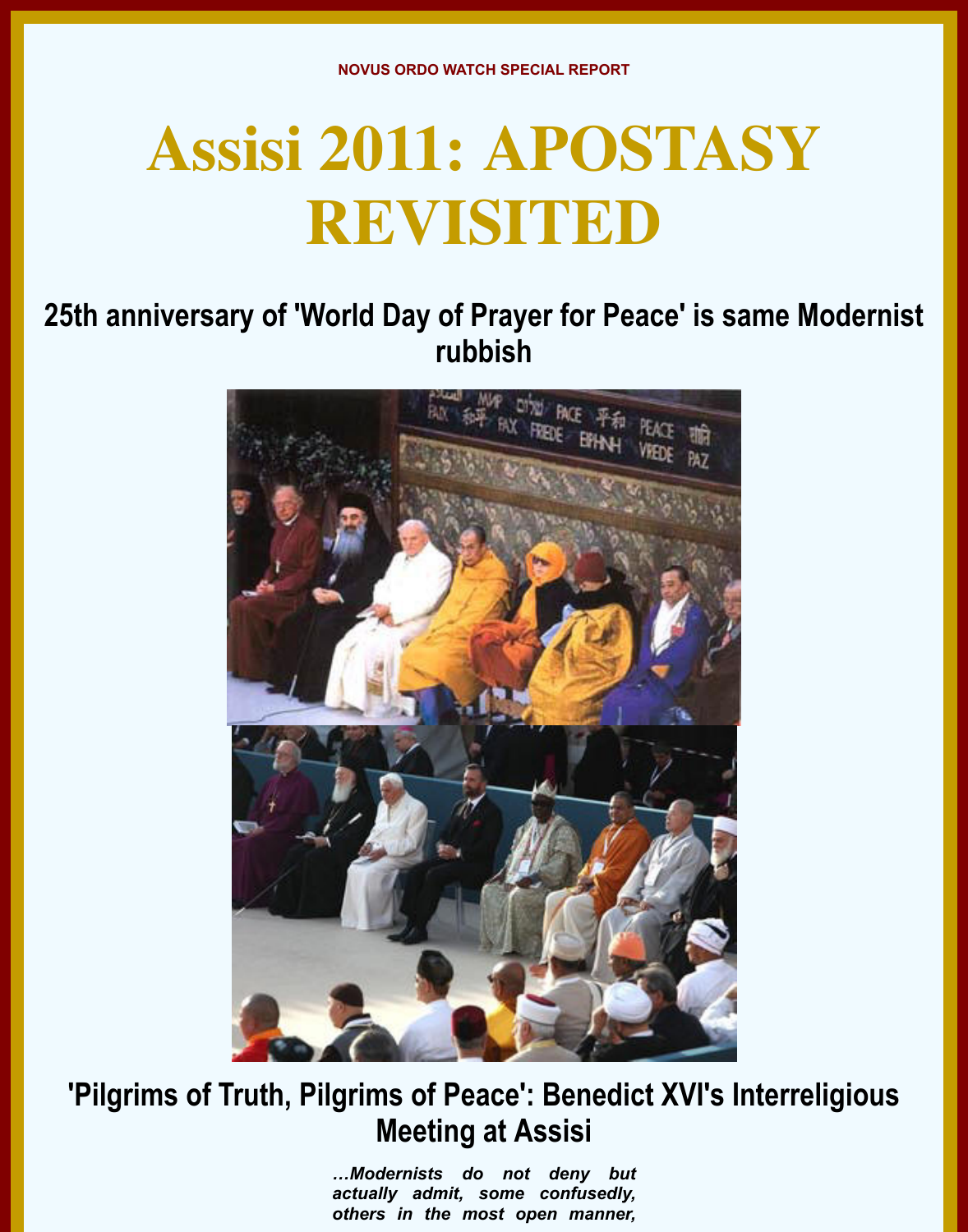NOVUS ORDO WATCH SPECIAL REPORT

# Assisi 2011: APOSTASY REVISITED

## 25th anniversary of 'World Day of Prayer for Peace' is same Modernist rubbish

## 'Pilgrims of Truth, Pilgrims of Peace': Benedict XVI's Interreligious Meeting at Assisi

*...Modernists do not deny but actually admit, some confusedly, others in the most open manner,*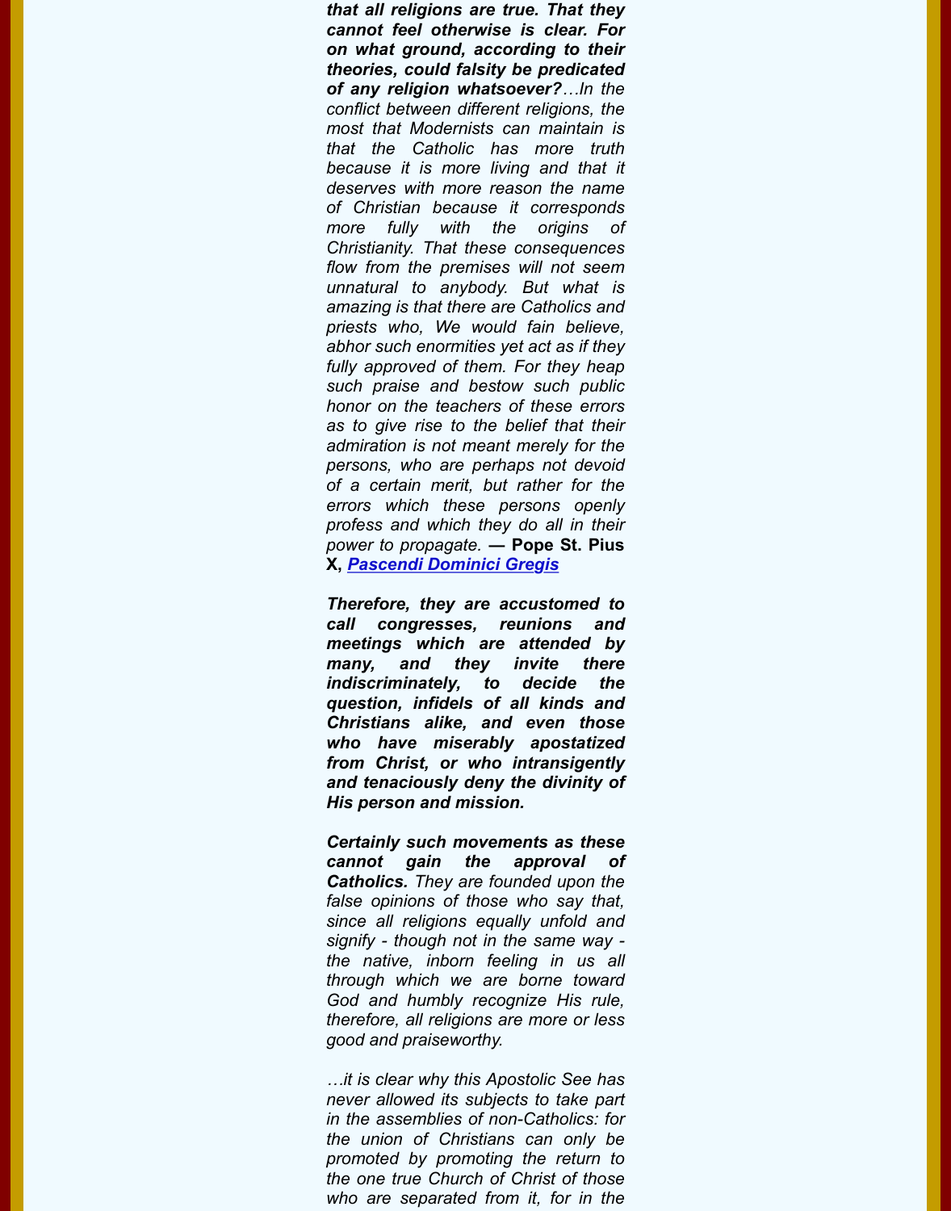***that all religions are true. That they cannot feel otherwise is clear. For on what ground, according to their theories, could falsity be predicated of any religion whatsoever?****…In the conflict between different religions, the most that Modernists can maintain is that the Catholic has more truth because it is more living and that it deserves with more reason the name of Christian because it corresponds more fully with the origins of Christianity. That these consequences flow from the premises will not seem unnatural to anybody. But what is amazing is that there are Catholics and priests who, We would fain believe, abhor such enormities yet act as if they fully approved of them. For they heap such praise and bestow such public honor on the teachers of these errors as to give rise to the belief that their admiration is not meant merely for the persons, who are perhaps not devoid of a certain merit, but rather for the errors which these persons openly profess and which they do all in their power to propagate.* **— Pope St. Pius X, *Pascendi Dominici Gregis***

***Therefore, they are accustomed to call congresses, reunions and meetings which are attended by many, and they invite there indiscriminately, to decide the question, infidels of all kinds and Christians alike, and even those who have miserably apostatized from Christ, or who intransigently and tenaciously deny the divinity of His person and mission.***

***Certainly such movements as these cannot gain the approval of Catholics.*** *They are founded upon the false opinions of those who say that, since all religions equally unfold and signify - though not in the same way - the native, inborn feeling in us all through which we are borne toward God and humbly recognize His rule, therefore, all religions are more or less good and praiseworthy.*

*…it is clear why this Apostolic See has never allowed its subjects to take part in the assemblies of non-Catholics: for the union of Christians can only be promoted by promoting the return to the one true Church of Christ of those who are separated from it, for in the*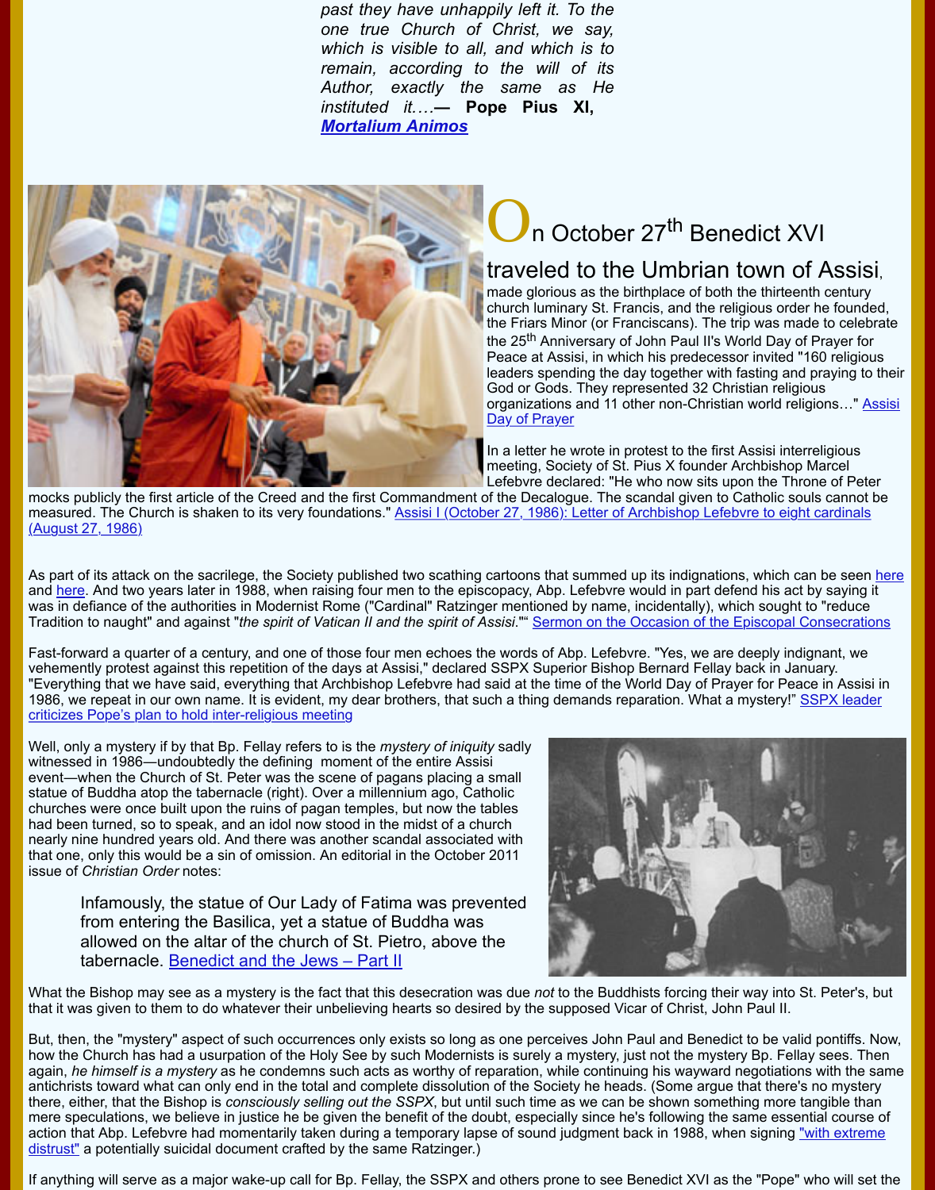*past they have unhappily left it. To the one true Church of Christ, we say, which is visible to all, and which is to remain, according to the will of its Author, exactly the same as He instituted it….*— **Pope Pius XI, *Mortalium Animos***

On October 27th Benedict XVI traveled to the Umbrian town of Assisi, made glorious as the birthplace of both the thirteenth century church luminary St. Francis, and the religious order he founded, the Friars Minor (or Franciscans). The trip was made to celebrate the 25th Anniversary of John Paul II's World Day of Prayer for Peace at Assisi, in which his predecessor invited "160 religious leaders spending the day together with fasting and praying to their God or Gods. They represented 32 Christian religious organizations and 11 other non-Christian world religions…" Assisi Day of Prayer

In a letter he wrote in protest to the first Assisi interreligious meeting, Society of St. Pius X founder Archbishop Marcel Lefebvre declared: "He who now sits upon the Throne of Peter mocks publicly the first article of the Creed and the first Commandment of the Decalogue. The scandal given to Catholic souls cannot be measured. The Church is shaken to its very foundations." Assisi I (October 27, 1986): Letter of Archbishop Lefebvre to eight cardinals (August 27, 1986)

As part of its attack on the sacrilege, the Society published two scathing cartoons that summed up its indignations, which can be seen here and here. And two years later in 1988, when raising four men to the episcopacy, Abp. Lefebvre would in part defend his act by saying it was in defiance of the authorities in Modernist Rome ("Cardinal" Ratzinger mentioned by name, incidentally), which sought to "reduce Tradition to naught" and against "*the spirit of Vatican II and the spirit of Assisi*."" Sermon on the Occasion of the Episcopal Consecrations

Fast-forward a quarter of a century, and one of those four men echoes the words of Abp. Lefebvre. "Yes, we are deeply indignant, we vehemently protest against this repetition of the days at Assisi," declared SSPX Superior Bishop Bernard Fellay back in January. "Everything that we have said, everything that Archbishop Lefebvre had said at the time of the World Day of Prayer for Peace in Assisi in 1986, we repeat in our own name. It is evident, my dear brothers, that such a thing demands reparation. What a mystery!" SSPX leader criticizes Pope's plan to hold inter-religious meeting

Well, only a mystery if by that Bp. Fellay refers to is the *mystery of iniquity* sadly witnessed in 1986—undoubtedly the defining moment of the entire Assisi event—when the Church of St. Peter was the scene of pagans placing a small statue of Buddha atop the tabernacle (right). Over a millennium ago, Catholic churches were once built upon the ruins of pagan temples, but now the tables had been turned, so to speak, and an idol now stood in the midst of a church nearly nine hundred years old. And there was another scandal associated with that one, only this would be a sin of omission. An editorial in the October 2011 issue of *Christian Order* notes:

> Infamously, the statue of Our Lady of Fatima was prevented from entering the Basilica, yet a statue of Buddha was allowed on the altar of the church of St. Pietro, above the tabernacle. Benedict and the Jews – Part II

What the Bishop may see as a mystery is the fact that this desecration was due *not* to the Buddhists forcing their way into St. Peter's, but that it was given to them to do whatever their unbelieving hearts so desired by the supposed Vicar of Christ, John Paul II.

But, then, the "mystery" aspect of such occurrences only exists so long as one perceives John Paul and Benedict to be valid pontiffs. Now, how the Church has had a usurpation of the Holy See by such Modernists is surely a mystery, just not the mystery Bp. Fellay sees. Then again, *he himself is a mystery* as he condemns such acts as worthy of reparation, while continuing his wayward negotiations with the same antichrists toward what can only end in the total and complete dissolution of the Society he heads. (Some argue that there's no mystery there, either, that the Bishop is *consciously selling out the SSPX*, but until such time as we can be shown something more tangible than mere speculations, we believe in justice he be given the benefit of the doubt, especially since he's following the same essential course of action that Abp. Lefebvre had momentarily taken during a temporary lapse of sound judgment back in 1988, when signing "with extreme distrust" a potentially suicidal document crafted by the same Ratzinger.)

If anything will serve as a major wake-up call for Bp. Fellay, the SSPX and others prone to see Benedict XVI as the "Pope" who will set the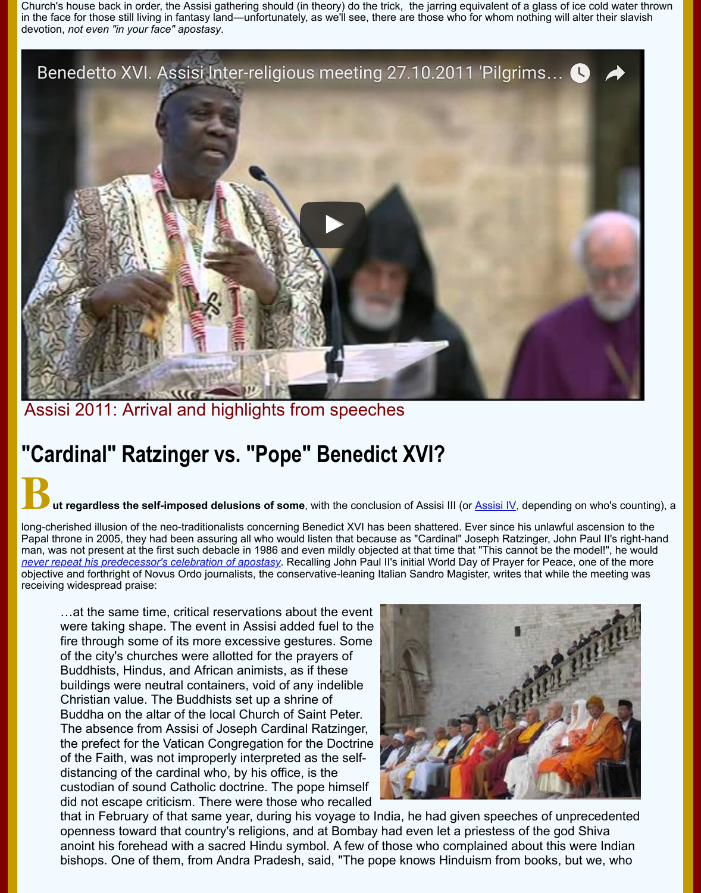Church's house back in order, the Assisi gathering should (in theory) do the trick, the jarring equivalent of a glass of ice cold water thrown in the face for those still living in fantasy land—unfortunately, as we'll see, there are those who for whom nothing will alter their slavish devotion, *not even "in your face" apostasy*.

Benedetto XVI. Assisi Inter-religious meeting 27.10.2011 'Pilgrims...

Assisi 2011: Arrival and highlights from speeches

## "Cardinal" Ratzinger vs. "Pope" Benedict XVI?

**But regardless the self-imposed delusions of some**, with the conclusion of Assisi III (or Assisi IV, depending on who's counting), a long-cherished illusion of the neo-traditionalists concerning Benedict XVI has been shattered. Ever since his unlawful ascension to the Papal throne in 2005, they had been assuring all who would listen that because as "Cardinal" Joseph Ratzinger, John Paul II's right-hand man, was not present at the first such debacle in 1986 and even mildly objected at that time that "This cannot be the model!", he would *never repeat his predecessor's celebration of apostasy*. Recalling John Paul II's initial World Day of Prayer for Peace, one of the more objective and forthright of Novus Ordo journalists, the conservative-leaning Italian Sandro Magister, writes that while the meeting was receiving widespread praise:

> …at the same time, critical reservations about the event were taking shape. The event in Assisi added fuel to the fire through some of its more excessive gestures. Some of the city's churches were allotted for the prayers of Buddhists, Hindus, and African animists, as if these buildings were neutral containers, void of any indelible Christian value. The Buddhists set up a shrine of Buddha on the altar of the local Church of Saint Peter. The absence from Assisi of Joseph Cardinal Ratzinger, the prefect for the Vatican Congregation for the Doctrine of the Faith, was not improperly interpreted as the self-distancing of the cardinal who, by his office, is the custodian of sound Catholic doctrine. The pope himself did not escape criticism. There were those who recalled that in February of that same year, during his voyage to India, he had given speeches of unprecedented openness toward that country's religions, and at Bombay had even let a priestess of the god Shiva anoint his forehead with a sacred Hindu symbol. A few of those who complained about this were Indian bishops. One of them, from Andra Pradesh, said, "The pope knows Hinduism from books, but we, who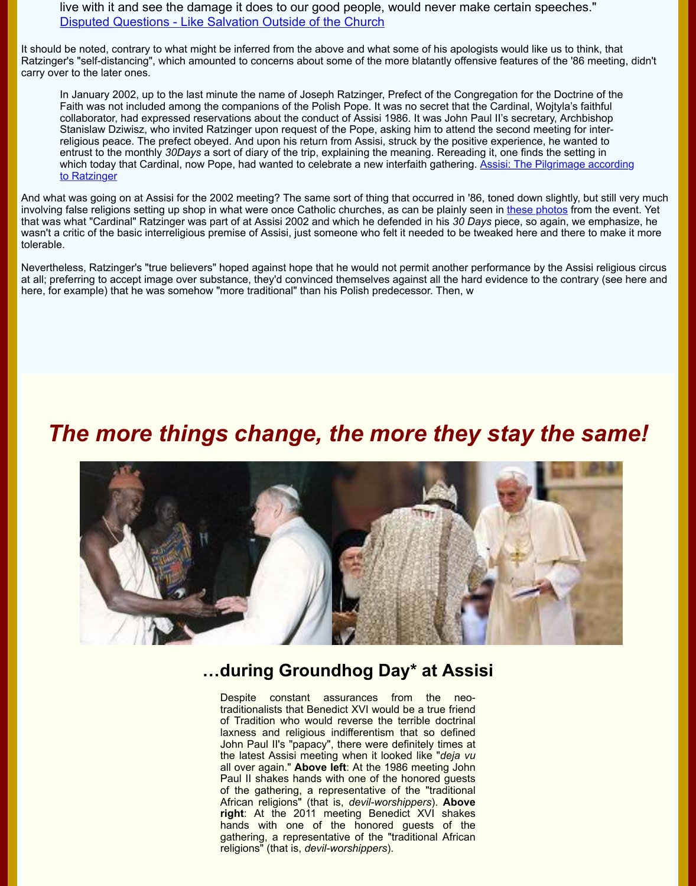live with it and see the damage it does to our good people, would never make certain speeches."
[Disputed Questions - Like Salvation Outside of the Church]

It should be noted, contrary to what might be inferred from the above and what some of his apologists would like us to think, that Ratzinger's "self-distancing", which amounted to concerns about some of the more blatantly offensive features of the '86 meeting, didn't carry over to the later ones.

> In January 2002, up to the last minute the name of Joseph Ratzinger, Prefect of the Congregation for the Doctrine of the Faith was not included among the companions of the Polish Pope. It was no secret that the Cardinal, Wojtyla's faithful collaborator, had expressed reservations about the conduct of Assisi 1986. It was John Paul II's secretary, Archbishop Stanislaw Dziwisz, who invited Ratzinger upon request of the Pope, asking him to attend the second meeting for inter-religious peace. The prefect obeyed. And upon his return from Assisi, struck by the positive experience, he wanted to entrust to the monthly *30Days* a sort of diary of the trip, explaining the meaning. Rereading it, one finds the setting in which today that Cardinal, now Pope, had wanted to celebrate a new interfaith gathering. [Assisi: The Pilgrimage according to Ratzinger]

And what was going on at Assisi for the 2002 meeting? The same sort of thing that occurred in '86, toned down slightly, but still very much involving false religions setting up shop in what were once Catholic churches, as can be plainly seen in [these photos] from the event. Yet that was what "Cardinal" Ratzinger was part of at Assisi 2002 and which he defended in his *30 Days* piece, so again, we emphasize, he wasn't a critic of the basic interreligious premise of Assisi, just someone who felt it needed to be tweaked here and there to make it more tolerable.

Nevertheless, Ratzinger's "true believers" hoped against hope that he would not permit another performance by the Assisi religious circus at all; preferring to accept image over substance, they'd convinced themselves against all the hard evidence to the contrary (see here and here, for example) that he was somehow "more traditional" than his Polish predecessor. Then, w

# *The more things change, the more they stay the same!*

## …during Groundhog Day* at Assisi

Despite constant assurances from the neo-traditionalists that Benedict XVI would be a true friend of Tradition who would reverse the terrible doctrinal laxness and religious indifferentism that so defined John Paul II's "papacy", there were definitely times at the latest Assisi meeting when it looked like "*deja vu* all over again." **Above left**: At the 1986 meeting John Paul II shakes hands with one of the honored guests of the gathering, a representative of the "traditional African religions" (that is, *devil-worshippers*). **Above right**: At the 2011 meeting Benedict XVI shakes hands with one of the honored guests of the gathering, a representative of the "traditional African religions" (that is, *devil-worshippers*).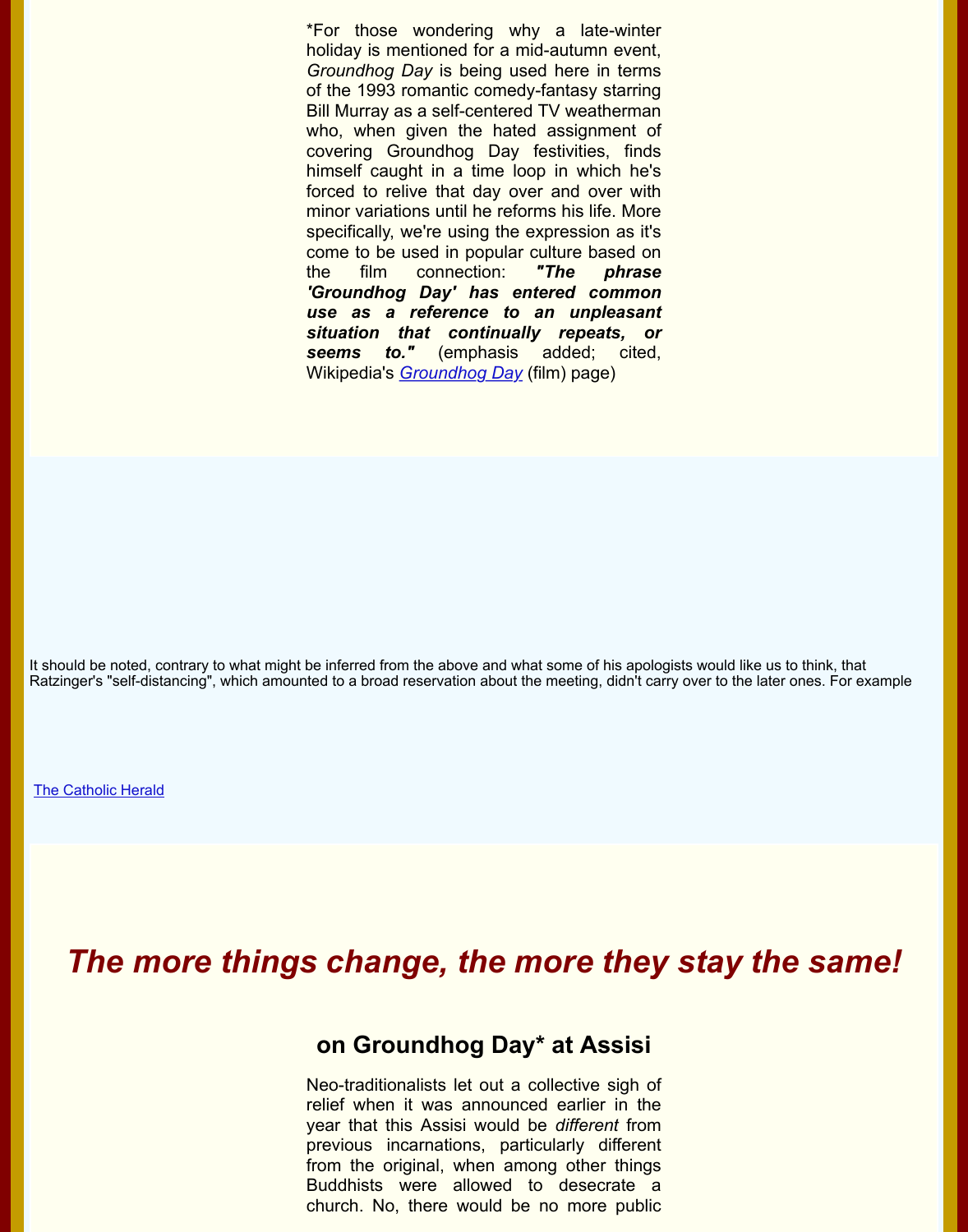*For those wondering why a late-winter holiday is mentioned for a mid-autumn event, *Groundhog Day* is being used here in terms of the 1993 romantic comedy-fantasy starring Bill Murray as a self-centered TV weatherman who, when given the hated assignment of covering Groundhog Day festivities, finds himself caught in a time loop in which he's forced to relive that day over and over with minor variations until he reforms his life. More specifically, we're using the expression as it's come to be used in popular culture based on the film connection: ***"The phrase 'Groundhog Day' has entered common use as a reference to an unpleasant situation that continually repeats, or seems to."*** (emphasis added; cited, Wikipedia's [*Groundhog Day*]() (film) page)

It should be noted, contrary to what might be inferred from the above and what some of his apologists would like us to think, that Ratzinger's "self-distancing", which amounted to a broad reservation about the meeting, didn't carry over to the later ones. For example

[The Catholic Herald]()

# *The more things change, the more they stay the same!*

## on Groundhog Day* at Assisi

Neo-traditionalists let out a collective sigh of relief when it was announced earlier in the year that this Assisi would be *different* from previous incarnations, particularly different from the original, when among other things Buddhists were allowed to desecrate a church. No, there would be no more public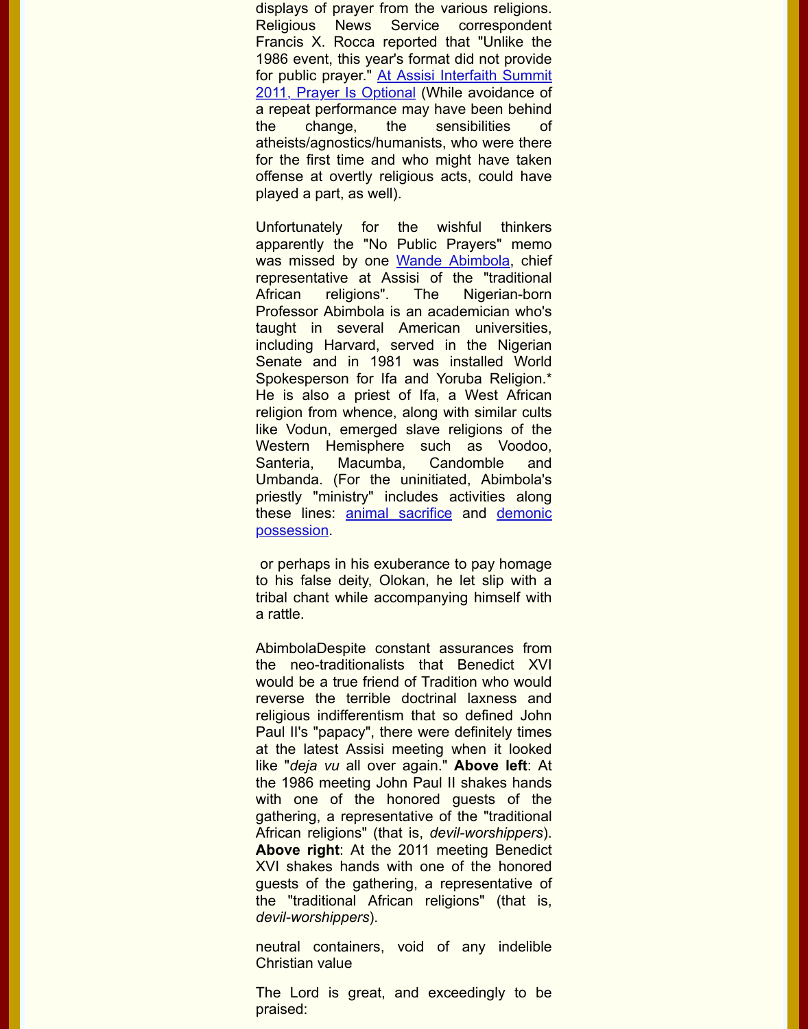displays of prayer from the various religions. Religious News Service correspondent Francis X. Rocca reported that "Unlike the 1986 event, this year's format did not provide for public prayer." [At Assisi Interfaith Summit 2011, Prayer Is Optional] (While avoidance of a repeat performance may have been behind the change, the sensibilities of atheists/agnostics/humanists, who were there for the first time and who might have taken offense at overtly religious acts, could have played a part, as well).

Unfortunately for the wishful thinkers apparently the "No Public Prayers" memo was missed by one [Wande Abimbola], chief representative at Assisi of the "traditional African religions". The Nigerian-born Professor Abimbola is an academician who's taught in several American universities, including Harvard, served in the Nigerian Senate and in 1981 was installed World Spokesperson for Ifa and Yoruba Religion.* He is also a priest of Ifa, a West African religion from whence, along with similar cults like Vodun, emerged slave religions of the Western Hemisphere such as Voodoo, Santeria, Macumba, Candomble and Umbanda. (For the uninitiated, Abimbola's priestly "ministry" includes activities along these lines: [animal sacrifice] and [demonic possession].

or perhaps in his exuberance to pay homage to his false deity, Olokan, he let slip with a tribal chant while accompanying himself with a rattle.

AbimbolaDespite constant assurances from the neo-traditionalists that Benedict XVI would be a true friend of Tradition who would reverse the terrible doctrinal laxness and religious indifferentism that so defined John Paul II's "papacy", there were definitely times at the latest Assisi meeting when it looked like "*deja vu* all over again." **Above left**: At the 1986 meeting John Paul II shakes hands with one of the honored guests of the gathering, a representative of the "traditional African religions" (that is, *devil-worshippers*). **Above right**: At the 2011 meeting Benedict XVI shakes hands with one of the honored guests of the gathering, a representative of the "traditional African religions" (that is, *devil-worshippers*).

neutral containers, void of any indelible Christian value

The Lord is great, and exceedingly to be praised: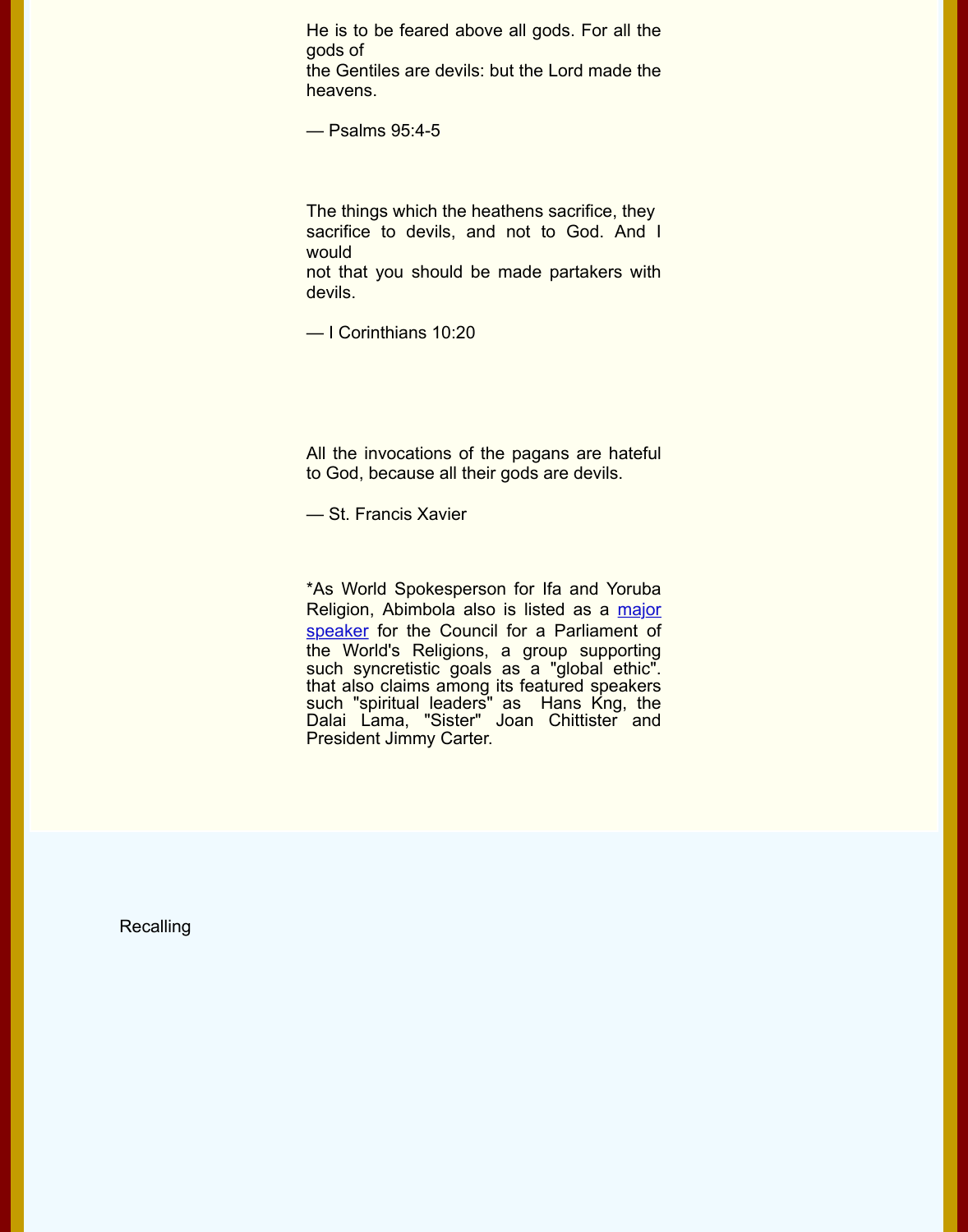He is to be feared above all gods. For all the gods of the Gentiles are devils: but the Lord made the heavens.

— Psalms 95:4-5

The things which the heathens sacrifice, they sacrifice to devils, and not to God. And I would not that you should be made partakers with devils.

— I Corinthians 10:20

All the invocations of the pagans are hateful to God, because all their gods are devils.

— St. Francis Xavier

*As World Spokesperson for Ifa and Yoruba Religion, Abimbola also is listed as a major speaker for the Council for a Parliament of the World's Religions, a group supporting such syncretistic goals as a "global ethic". that also claims among its featured speakers such "spiritual leaders" as Hans Kng, the Dalai Lama, "Sister" Joan Chittister and President Jimmy Carter.

Recalling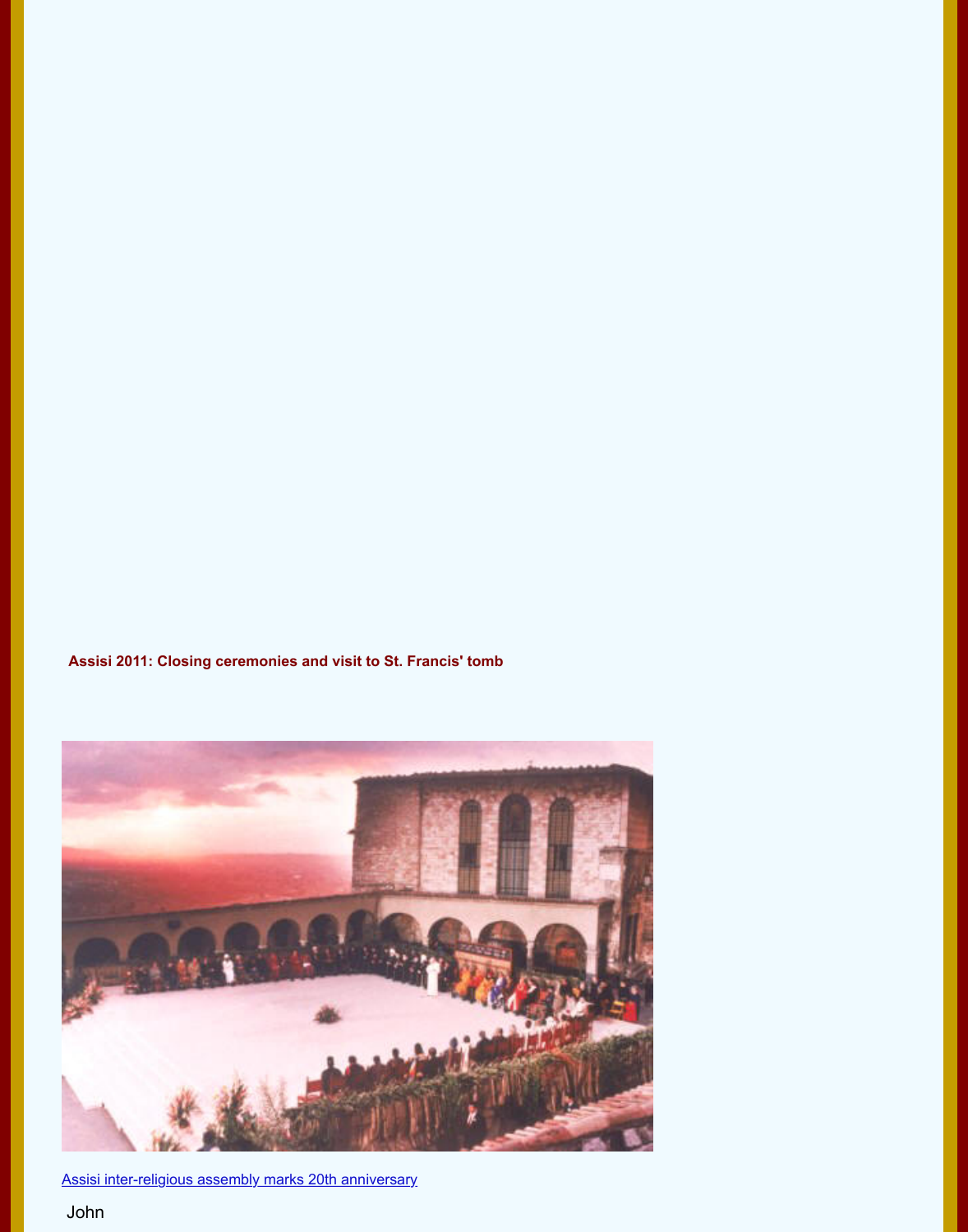**Assisi 2011: Closing ceremonies and visit to St. Francis' tomb**

Assisi inter-religious assembly marks 20th anniversary

John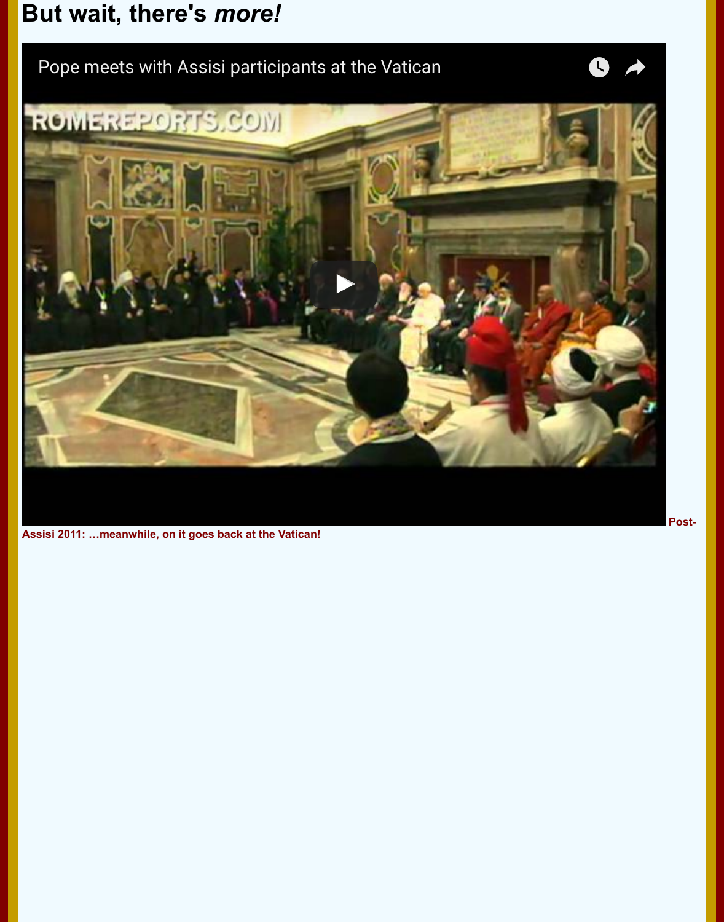# But wait, there's *more!*

Pope meets with Assisi participants at the Vatican

**Post-Assisi 2011: …meanwhile, on it goes back at the Vatican!**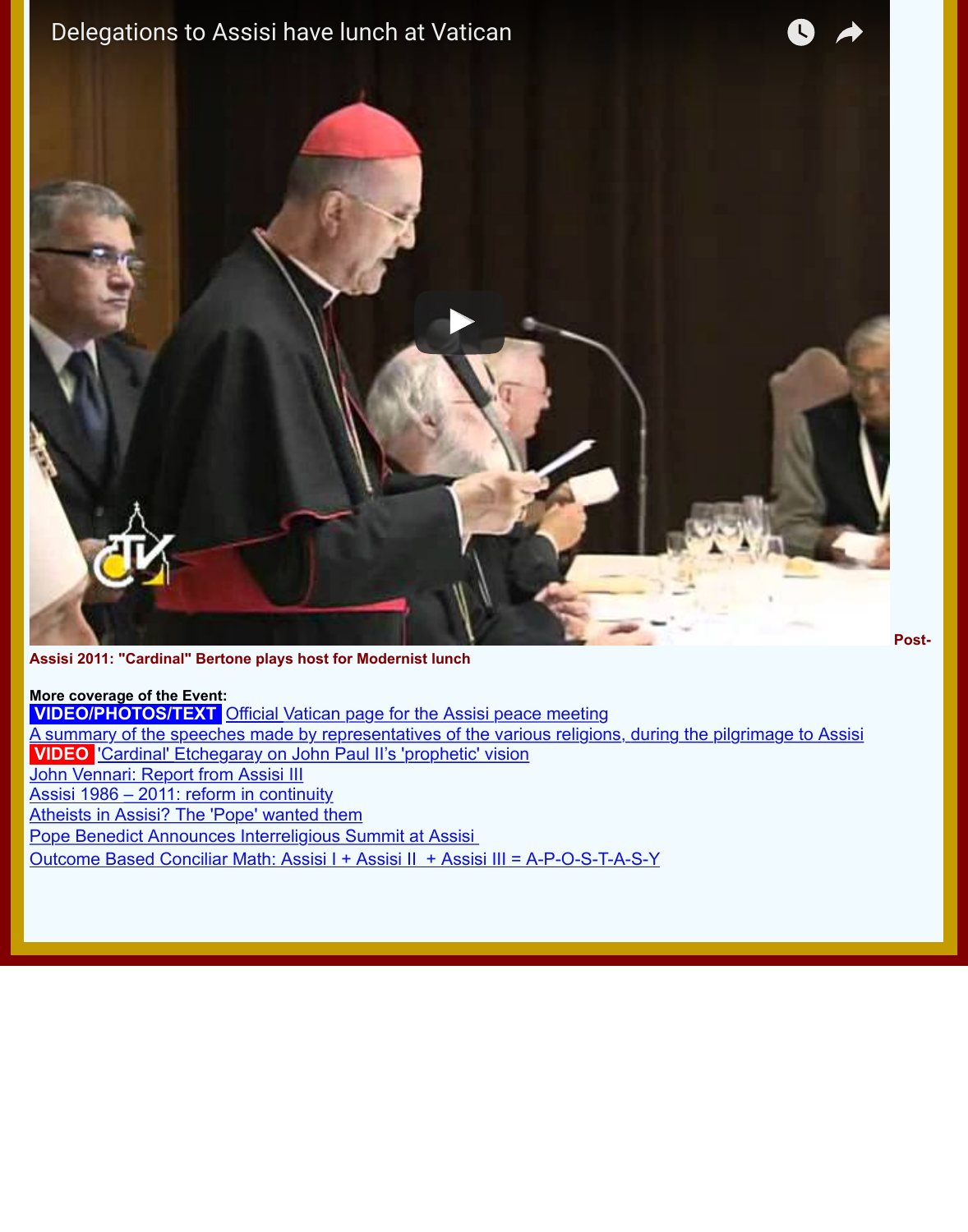Delegations to Assisi have lunch at Vatican

**Post-Assisi 2011: "Cardinal" Bertone plays host for Modernist lunch**

**More coverage of the Event:**

**VIDEO/PHOTOS/TEXT** Official Vatican page for the Assisi peace meeting
A summary of the speeches made by representatives of the various religions, during the pilgrimage to Assisi
**VIDEO** 'Cardinal' Etchegaray on John Paul II's 'prophetic' vision
John Vennari: Report from Assisi III
Assisi 1986 – 2011: reform in continuity
Atheists in Assisi? The 'Pope' wanted them
Pope Benedict Announces Interreligious Summit at Assisi
Outcome Based Conciliar Math: Assisi I + Assisi II + Assisi III = A-P-O-S-T-A-S-Y